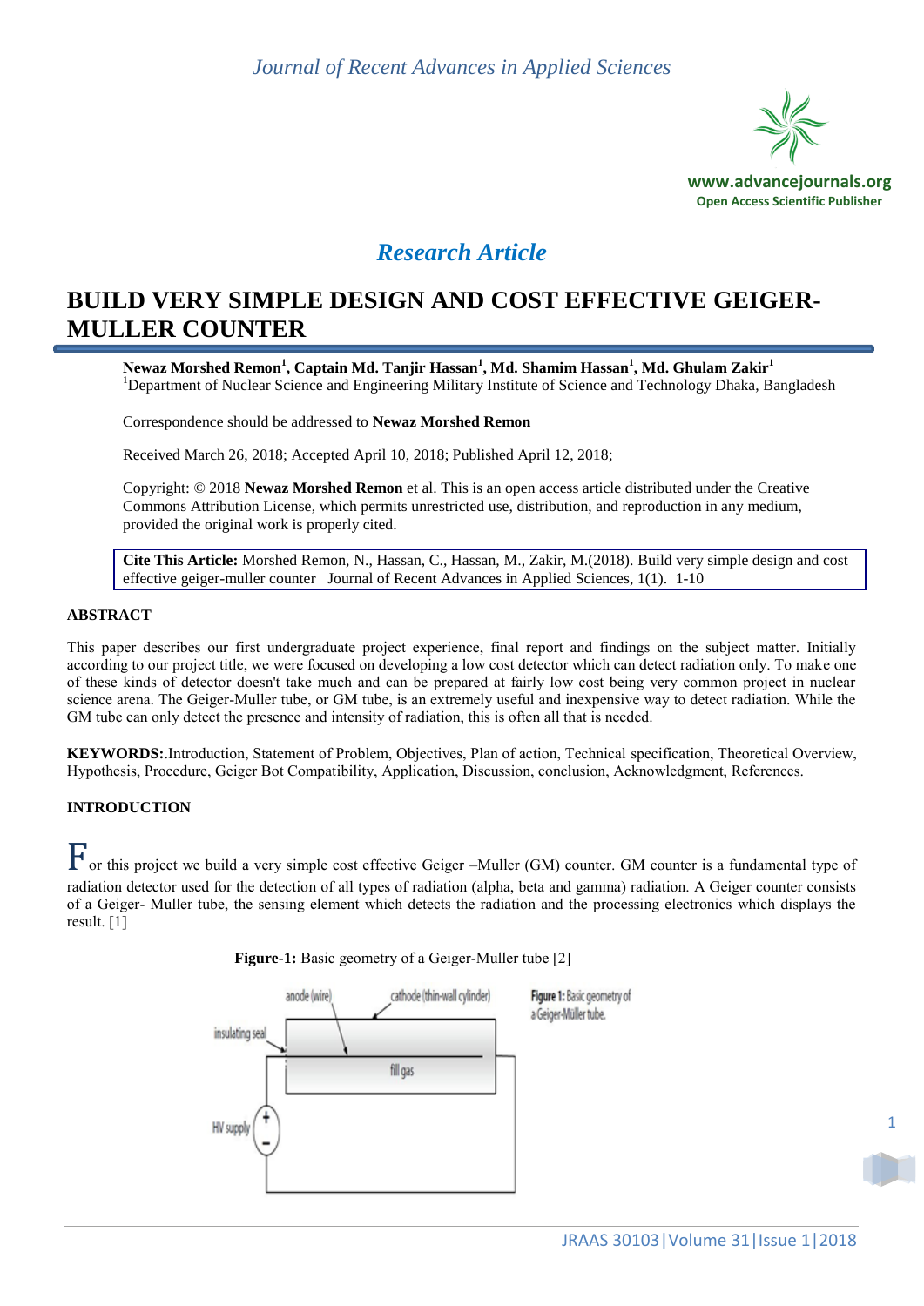*Research Article*

# BUILD VERY SIMPLE DESIGN AND COST EFFECTIVE GEIGER-MULLER COUNTER

**Newaz Morshed Remon**[1], **Captain Md. Tanjir Hassan**[1], **Md. Shamim Hassan**[1], **Md. Ghulam Zakir**[1]
[1]Department of Nuclear Science and Engineering Military Institute of Science and Technology Dhaka, Bangladesh

Correspondence should be addressed to **Newaz Morshed Remon**

Received March 26, 2018; Accepted April 10, 2018; Published April 12, 2018;

Copyright: © 2018 **Newaz Morshed Remon** et al. This is an open access article distributed under the Creative Commons Attribution License, which permits unrestricted use, distribution, and reproduction in any medium, provided the original work is properly cited.

**Cite This Article:** Morshed Remon, N., Hassan, C., Hassan, M., Zakir, M.(2018). Build very simple design and cost effective geiger-muller counter Journal of Recent Advances in Applied Sciences, 1(1). 1-10

## ABSTRACT

This paper describes our first undergraduate project experience, final report and findings on the subject matter. Initially according to our project title, we were focused on developing a low cost detector which can detect radiation only. To make one of these kinds of detector doesn't take much and can be prepared at fairly low cost being very common project in nuclear science arena. The Geiger-Muller tube, or GM tube, is an extremely useful and inexpensive way to detect radiation. While the GM tube can only detect the presence and intensity of radiation, this is often all that is needed.

**KEYWORDS:**.Introduction, Statement of Problem, Objectives, Plan of action, Technical specification, Theoretical Overview, Hypothesis, Procedure, Geiger Bot Compatibility, Application, Discussion, conclusion, Acknowledgment, References.

## INTRODUCTION

For this project we build a very simple cost effective Geiger –Muller (GM) counter. GM counter is a fundamental type of radiation detector used for the detection of all types of radiation (alpha, beta and gamma) radiation. A Geiger counter consists of a Geiger- Muller tube, the sensing element which detects the radiation and the processing electronics which displays the result. [1]

**Figure-1:** Basic geometry of a Geiger-Muller tube [2]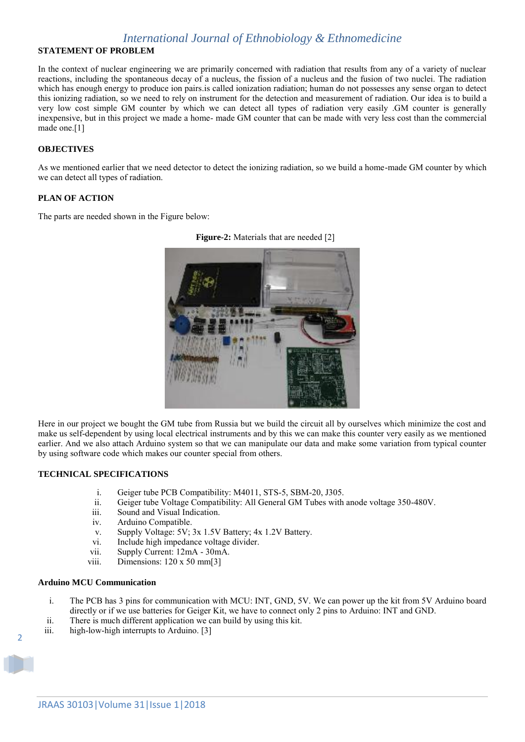## STATEMENT OF PROBLEM

In the context of nuclear engineering we are primarily concerned with radiation that results from any of a variety of nuclear reactions, including the spontaneous decay of a nucleus, the fission of a nucleus and the fusion of two nuclei. The radiation which has enough energy to produce ion pairs.is called ionization radiation; human do not possesses any sense organ to detect this ionizing radiation, so we need to rely on instrument for the detection and measurement of radiation. Our idea is to build a very low cost simple GM counter by which we can detect all types of radiation very easily .GM counter is generally inexpensive, but in this project we made a home- made GM counter that can be made with very less cost than the commercial made one.[1]

## OBJECTIVES

As we mentioned earlier that we need detector to detect the ionizing radiation, so we build a home-made GM counter by which we can detect all types of radiation.

## PLAN OF ACTION

The parts are needed shown in the Figure below:

**Figure-2:** Materials that are needed [2]

Here in our project we bought the GM tube from Russia but we build the circuit all by ourselves which minimize the cost and make us self-dependent by using local electrical instruments and by this we can make this counter very easily as we mentioned earlier. And we also attach Arduino system so that we can manipulate our data and make some variation from typical counter by using software code which makes our counter special from others.

## TECHNICAL SPECIFICATIONS

i. Geiger tube PCB Compatibility: M4011, STS-5, SBM-20, J305.
ii. Geiger tube Voltage Compatibility: All General GM Tubes with anode voltage 350-480V.
iii. Sound and Visual Indication.
iv. Arduino Compatible.
v. Supply Voltage: 5V; 3x 1.5V Battery; 4x 1.2V Battery.
vi. Include high impedance voltage divider.
vii. Supply Current: 12mA - 30mA.
viii. Dimensions: 120 x 50 mm[3]

### Arduino MCU Communication

i. The PCB has 3 pins for communication with MCU: INT, GND, 5V. We can power up the kit from 5V Arduino board directly or if we use batteries for Geiger Kit, we have to connect only 2 pins to Arduino: INT and GND.
ii. There is much different application we can build by using this kit.
iii. high-low-high interrupts to Arduino. [3]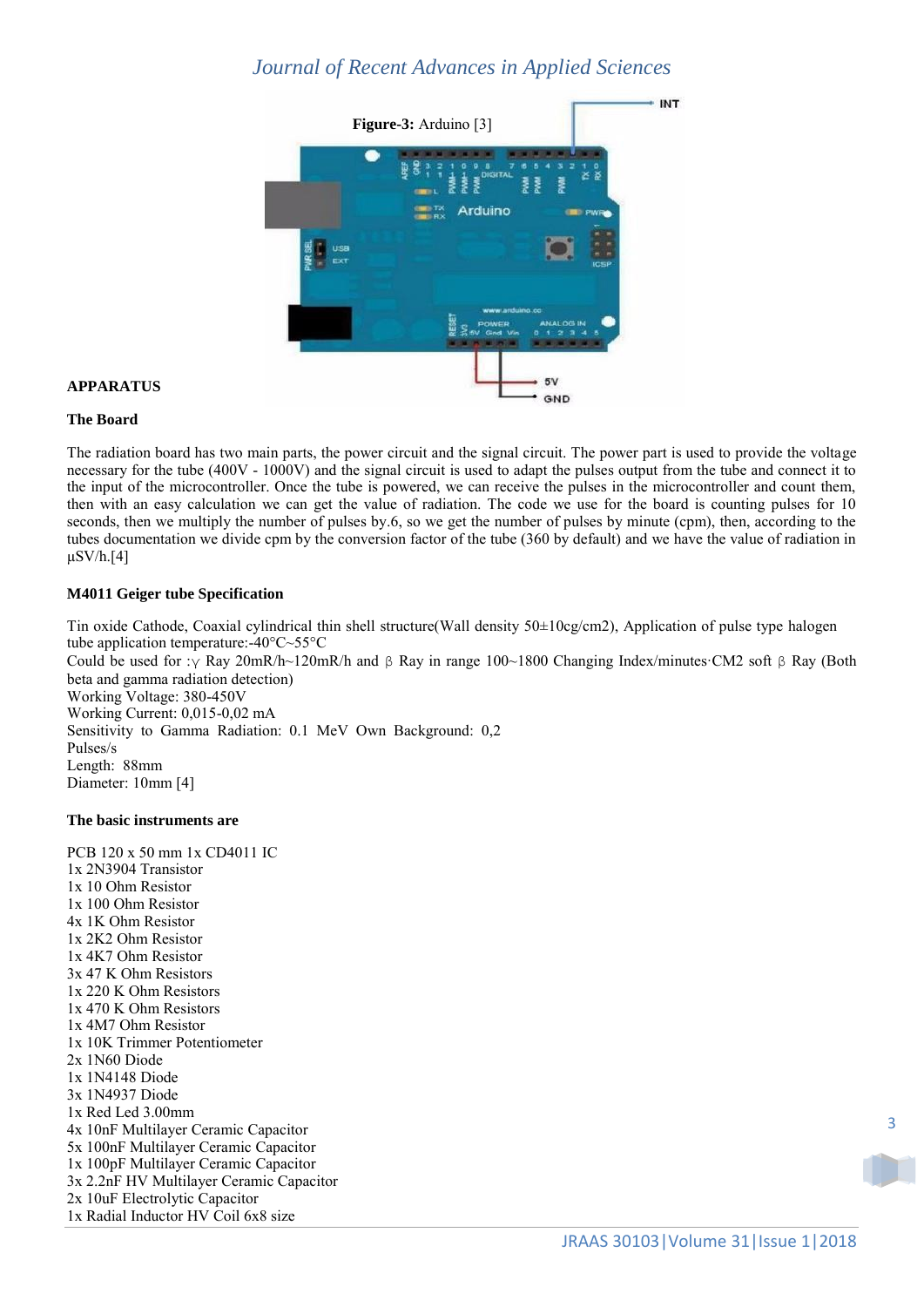**Figure-3:** Arduino [3]

## APPARATUS

### The Board

The radiation board has two main parts, the power circuit and the signal circuit. The power part is used to provide the voltage necessary for the tube (400V - 1000V) and the signal circuit is used to adapt the pulses output from the tube and connect it to the input of the microcontroller. Once the tube is powered, we can receive the pulses in the microcontroller and count them, then with an easy calculation we can get the value of radiation. The code we use for the board is counting pulses for 10 seconds, then we multiply the number of pulses by.6, so we get the number of pulses by minute (cpm), then, according to the tubes documentation we divide cpm by the conversion factor of the tube (360 by default) and we have the value of radiation in µSV/h.[4]

### M4011 Geiger tube Specification

Tin oxide Cathode, Coaxial cylindrical thin shell structure(Wall density 50±10cg/cm2), Application of pulse type halogen tube application temperature:-40°C~55°C
Could be used for :γ Ray 20mR/h~120mR/h and β Ray in range 100~1800 Changing Index/minutes·CM2 soft β Ray (Both beta and gamma radiation detection)
Working Voltage: 380-450V
Working Current: 0,015-0,02 mA
Sensitivity to Gamma Radiation: 0.1 MeV Own Background: 0,2 Pulses/s
Length: 88mm
Diameter: 10mm [4]

### The basic instruments are

PCB 120 x 50 mm 1x CD4011 IC
1x 2N3904 Transistor
1x 10 Ohm Resistor
1x 100 Ohm Resistor
4x 1K Ohm Resistor
1x 2K2 Ohm Resistor
1x 4K7 Ohm Resistor
3x 47 K Ohm Resistors
1x 220 K Ohm Resistors
1x 470 K Ohm Resistors
1x 4M7 Ohm Resistor
1x 10K Trimmer Potentiometer
2x 1N60 Diode
1x 1N4148 Diode
3x 1N4937 Diode
1x Red Led 3.00mm
4x 10nF Multilayer Ceramic Capacitor
5x 100nF Multilayer Ceramic Capacitor
1x 100pF Multilayer Ceramic Capacitor
3x 2.2nF HV Multilayer Ceramic Capacitor
2x 10uF Electrolytic Capacitor
1x Radial Inductor HV Coil 6x8 size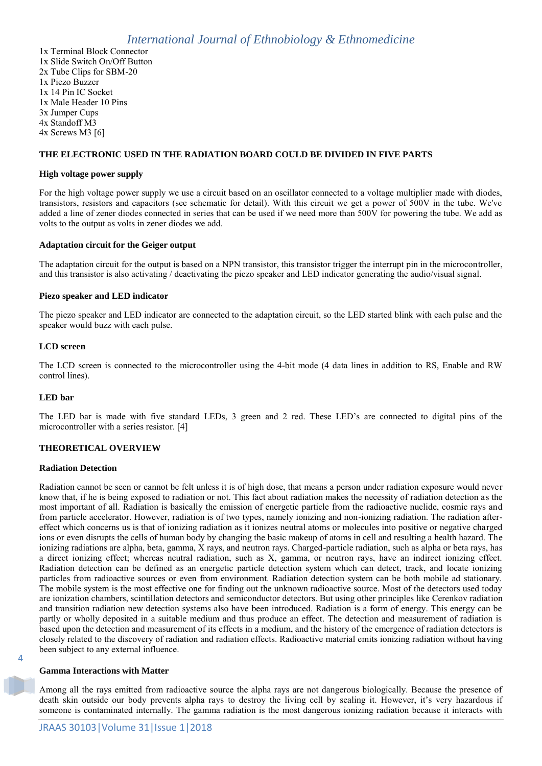1x Terminal Block Connector
1x Slide Switch On/Off Button
2x Tube Clips for SBM-20
1x Piezo Buzzer
1x 14 Pin IC Socket
1x Male Header 10 Pins
3x Jumper Cups
4x Standoff M3
4x Screws M3 [6]

**THE ELECTRONIC USED IN THE RADIATION BOARD COULD BE DIVIDED IN FIVE PARTS**

**High voltage power supply**

For the high voltage power supply we use a circuit based on an oscillator connected to a voltage multiplier made with diodes, transistors, resistors and capacitors (see schematic for detail). With this circuit we get a power of 500V in the tube. We've added a line of zener diodes connected in series that can be used if we need more than 500V for powering the tube. We add as volts to the output as volts in zener diodes we add.

**Adaptation circuit for the Geiger output**

The adaptation circuit for the output is based on a NPN transistor, this transistor trigger the interrupt pin in the microcontroller, and this transistor is also activating / deactivating the piezo speaker and LED indicator generating the audio/visual signal.

**Piezo speaker and LED indicator**

The piezo speaker and LED indicator are connected to the adaptation circuit, so the LED started blink with each pulse and the speaker would buzz with each pulse.

**LCD screen**

The LCD screen is connected to the microcontroller using the 4-bit mode (4 data lines in addition to RS, Enable and RW control lines).

**LED bar**

The LED bar is made with five standard LEDs, 3 green and 2 red. These LED's are connected to digital pins of the microcontroller with a series resistor. [4]

**THEORETICAL OVERVIEW**

**Radiation Detection**

Radiation cannot be seen or cannot be felt unless it is of high dose, that means a person under radiation exposure would never know that, if he is being exposed to radiation or not. This fact about radiation makes the necessity of radiation detection as the most important of all. Radiation is basically the emission of energetic particle from the radioactive nuclide, cosmic rays and from particle accelerator. However, radiation is of two types, namely ionizing and non-ionizing radiation. The radiation after-effect which concerns us is that of ionizing radiation as it ionizes neutral atoms or molecules into positive or negative charged ions or even disrupts the cells of human body by changing the basic makeup of atoms in cell and resulting a health hazard. The ionizing radiations are alpha, beta, gamma, X rays, and neutron rays. Charged-particle radiation, such as alpha or beta rays, has a direct ionizing effect; whereas neutral radiation, such as X, gamma, or neutron rays, have an indirect ionizing effect. Radiation detection can be defined as an energetic particle detection system which can detect, track, and locate ionizing particles from radioactive sources or even from environment. Radiation detection system can be both mobile ad stationary. The mobile system is the most effective one for finding out the unknown radioactive source. Most of the detectors used today are ionization chambers, scintillation detectors and semiconductor detectors. But using other principles like Cerenkov radiation and transition radiation new detection systems also have been introduced. Radiation is a form of energy. This energy can be partly or wholly deposited in a suitable medium and thus produce an effect. The detection and measurement of radiation is based upon the detection and measurement of its effects in a medium, and the history of the emergence of radiation detectors is closely related to the discovery of radiation and radiation effects. Radioactive material emits ionizing radiation without having been subject to any external influence.

**Gamma Interactions with Matter**

Among all the rays emitted from radioactive source the alpha rays are not dangerous biologically. Because the presence of death skin outside our body prevents alpha rays to destroy the living cell by sealing it. However, it's very hazardous if someone is contaminated internally. The gamma radiation is the most dangerous ionizing radiation because it interacts with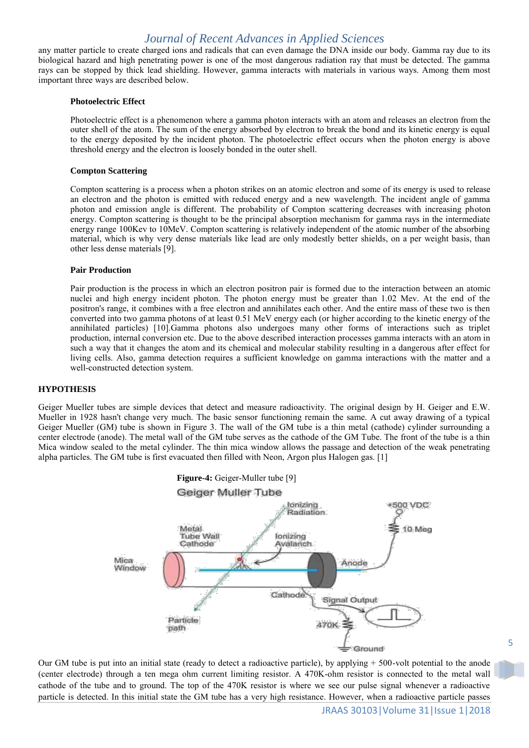any matter particle to create charged ions and radicals that can even damage the DNA inside our body. Gamma ray due to its biological hazard and high penetrating power is one of the most dangerous radiation ray that must be detected. The gamma rays can be stopped by thick lead shielding. However, gamma interacts with materials in various ways. Among them most important three ways are described below.

### Photoelectric Effect

Photoelectric effect is a phenomenon where a gamma photon interacts with an atom and releases an electron from the outer shell of the atom. The sum of the energy absorbed by electron to break the bond and its kinetic energy is equal to the energy deposited by the incident photon. The photoelectric effect occurs when the photon energy is above threshold energy and the electron is loosely bonded in the outer shell.

### Compton Scattering

Compton scattering is a process when a photon strikes on an atomic electron and some of its energy is used to release an electron and the photon is emitted with reduced energy and a new wavelength. The incident angle of gamma photon and emission angle is different. The probability of Compton scattering decreases with increasing photon energy. Compton scattering is thought to be the principal absorption mechanism for gamma rays in the intermediate energy range 100Kev to 10MeV. Compton scattering is relatively independent of the atomic number of the absorbing material, which is why very dense materials like lead are only modestly better shields, on a per weight basis, than other less dense materials [9].

### Pair Production

Pair production is the process in which an electron positron pair is formed due to the interaction between an atomic nuclei and high energy incident photon. The photon energy must be greater than 1.02 Mev. At the end of the positron's range, it combines with a free electron and annihilates each other. And the entire mass of these two is then converted into two gamma photons of at least 0.51 MeV energy each (or higher according to the kinetic energy of the annihilated particles) [10].Gamma photons also undergoes many other forms of interactions such as triplet production, internal conversion etc. Due to the above described interaction processes gamma interacts with an atom in such a way that it changes the atom and its chemical and molecular stability resulting in a dangerous after effect for living cells. Also, gamma detection requires a sufficient knowledge on gamma interactions with the matter and a well-constructed detection system.

## HYPOTHESIS

Geiger Mueller tubes are simple devices that detect and measure radioactivity. The original design by H. Geiger and E.W. Mueller in 1928 hasn't change very much. The basic sensor functioning remain the same. A cut away drawing of a typical Geiger Mueller (GM) tube is shown in Figure 3. The wall of the GM tube is a thin metal (cathode) cylinder surrounding a center electrode (anode). The metal wall of the GM tube serves as the cathode of the GM Tube. The front of the tube is a thin Mica window sealed to the metal cylinder. The thin mica window allows the passage and detection of the weak penetrating alpha particles. The GM tube is first evacuated then filled with Neon, Argon plus Halogen gas. [1]

**Figure-4:** Geiger-Muller tube [9]

Our GM tube is put into an initial state (ready to detect a radioactive particle), by applying + 500-volt potential to the anode (center electrode) through a ten mega ohm current limiting resistor. A 470K-ohm resistor is connected to the metal wall cathode of the tube and to ground. The top of the 470K resistor is where we see our pulse signal whenever a radioactive particle is detected. In this initial state the GM tube has a very high resistance. However, when a radioactive particle passes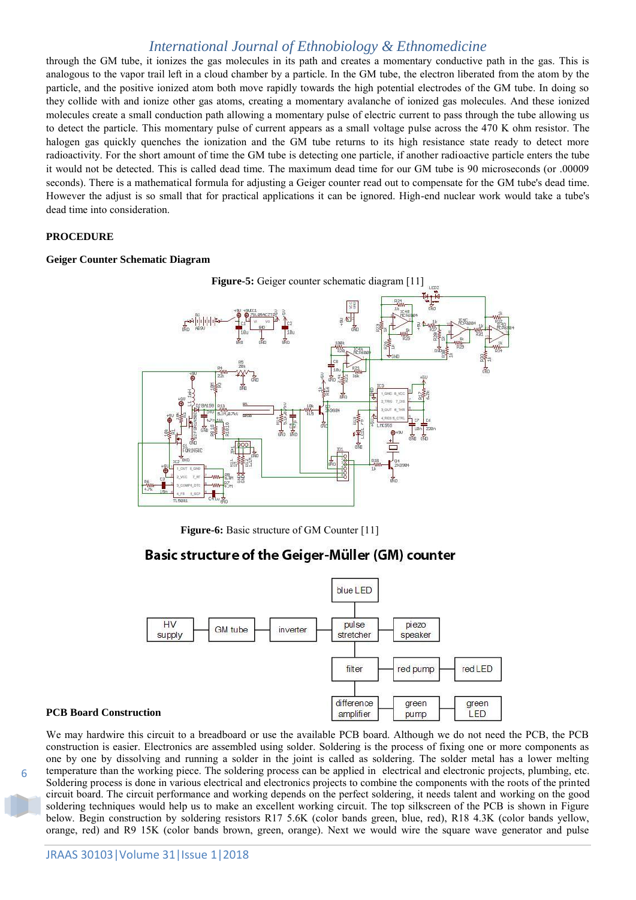through the GM tube, it ionizes the gas molecules in its path and creates a momentary conductive path in the gas. This is analogous to the vapor trail left in a cloud chamber by a particle. In the GM tube, the electron liberated from the atom by the particle, and the positive ionized atom both move rapidly towards the high potential electrodes of the GM tube. In doing so they collide with and ionize other gas atoms, creating a momentary avalanche of ionized gas molecules. And these ionized molecules create a small conduction path allowing a momentary pulse of electric current to pass through the tube allowing us to detect the particle. This momentary pulse of current appears as a small voltage pulse across the 470 K ohm resistor. The halogen gas quickly quenches the ionization and the GM tube returns to its high resistance state ready to detect more radioactivity. For the short amount of time the GM tube is detecting one particle, if another radioactive particle enters the tube it would not be detected. This is called dead time. The maximum dead time for our GM tube is 90 microseconds (or .00009 seconds). There is a mathematical formula for adjusting a Geiger counter read out to compensate for the GM tube's dead time. However the adjust is so small that for practical applications it can be ignored. High-end nuclear work would take a tube's dead time into consideration.

**PROCEDURE**

**Geiger Counter Schematic Diagram**

**Figure-5:** Geiger counter schematic diagram [11]

**Figure-6:** Basic structure of GM Counter [11]

**PCB Board Construction**

We may hardwire this circuit to a breadboard or use the available PCB board. Although we do not need the PCB, the PCB construction is easier. Electronics are assembled using solder. Soldering is the process of fixing one or more components as one by one by dissolving and running a solder in the joint is called as soldering. The solder metal has a lower melting temperature than the working piece. The soldering process can be applied in electrical and electronic projects, plumbing, etc. Soldering process is done in various electrical and electronics projects to combine the components with the roots of the printed circuit board. The circuit performance and working depends on the perfect soldering, it needs talent and working on the good soldering techniques would help us to make an excellent working circuit. The top silkscreen of the PCB is shown in Figure below. Begin construction by soldering resistors R17 5.6K (color bands green, blue, red), R18 4.3K (color bands yellow, orange, red) and R9 15K (color bands brown, green, orange). Next we would wire the square wave generator and pulse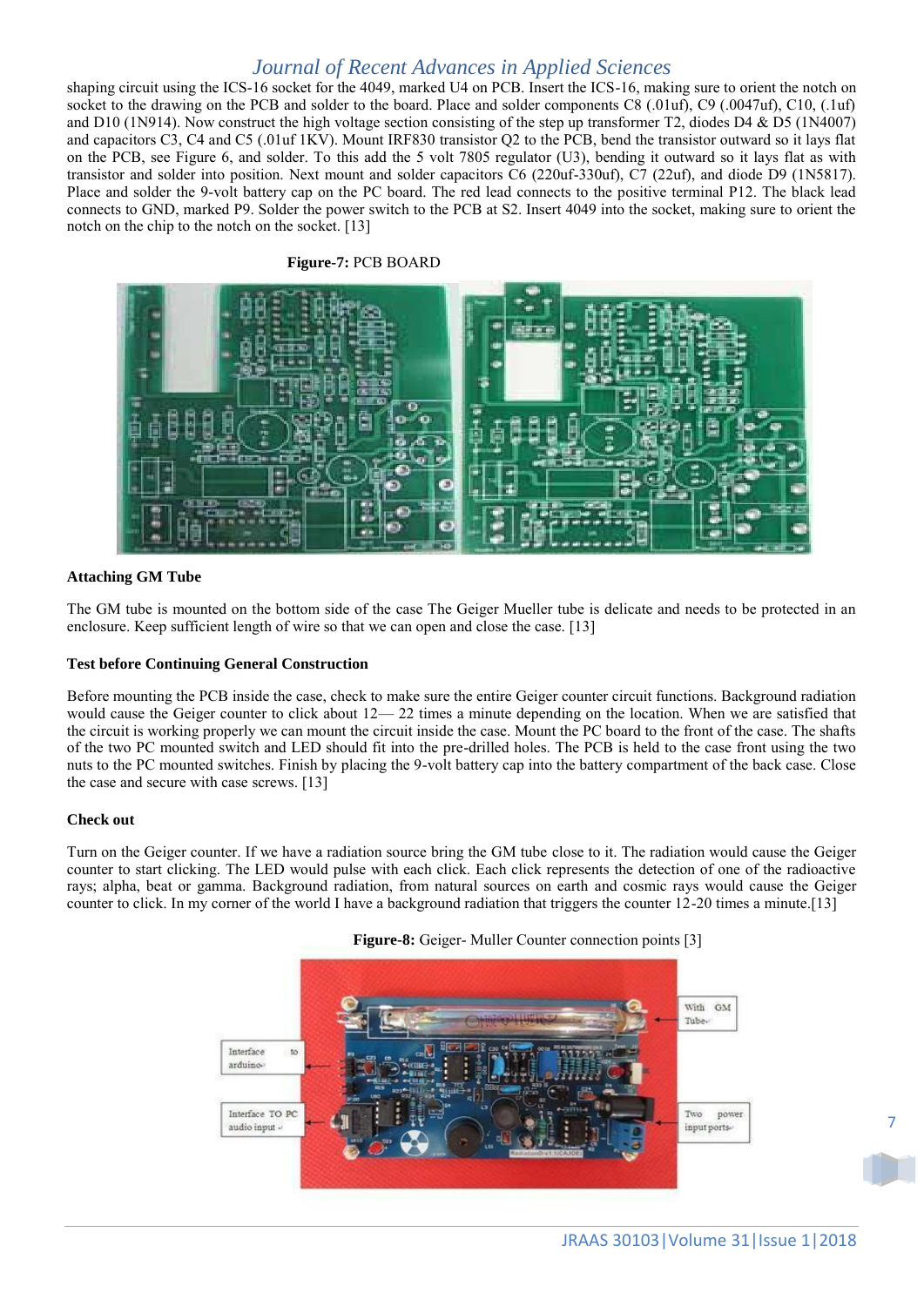shaping circuit using the ICS-16 socket for the 4049, marked U4 on PCB. Insert the ICS-16, making sure to orient the notch on socket to the drawing on the PCB and solder to the board. Place and solder components C8 (.01uf), C9 (.0047uf), C10, (.1uf) and D10 (1N914). Now construct the high voltage section consisting of the step up transformer T2, diodes D4 & D5 (1N4007) and capacitors C3, C4 and C5 (.01uf 1KV). Mount IRF830 transistor Q2 to the PCB, bend the transistor outward so it lays flat on the PCB, see Figure 6, and solder. To this add the 5 volt 7805 regulator (U3), bending it outward so it lays flat as with transistor and solder into position. Next mount and solder capacitors C6 (220uf-330uf), C7 (22uf), and diode D9 (1N5817). Place and solder the 9-volt battery cap on the PC board. The red lead connects to the positive terminal P12. The black lead connects to GND, marked P9. Solder the power switch to the PCB at S2. Insert 4049 into the socket, making sure to orient the notch on the chip to the notch on the socket. [13]

**Figure-7:** PCB BOARD

### Attaching GM Tube

The GM tube is mounted on the bottom side of the case The Geiger Mueller tube is delicate and needs to be protected in an enclosure. Keep sufficient length of wire so that we can open and close the case. [13]

### Test before Continuing General Construction

Before mounting the PCB inside the case, check to make sure the entire Geiger counter circuit functions. Background radiation would cause the Geiger counter to click about 12— 22 times a minute depending on the location. When we are satisfied that the circuit is working properly we can mount the circuit inside the case. Mount the PC board to the front of the case. The shafts of the two PC mounted switch and LED should fit into the pre-drilled holes. The PCB is held to the case front using the two nuts to the PC mounted switches. Finish by placing the 9-volt battery cap into the battery compartment of the back case. Close the case and secure with case screws. [13]

### Check out

Turn on the Geiger counter. If we have a radiation source bring the GM tube close to it. The radiation would cause the Geiger counter to start clicking. The LED would pulse with each click. Each click represents the detection of one of the radioactive rays; alpha, beat or gamma. Background radiation, from natural sources on earth and cosmic rays would cause the Geiger counter to click. In my corner of the world I have a background radiation that triggers the counter 12-20 times a minute.[13]

**Figure-8:** Geiger- Muller Counter connection points [3]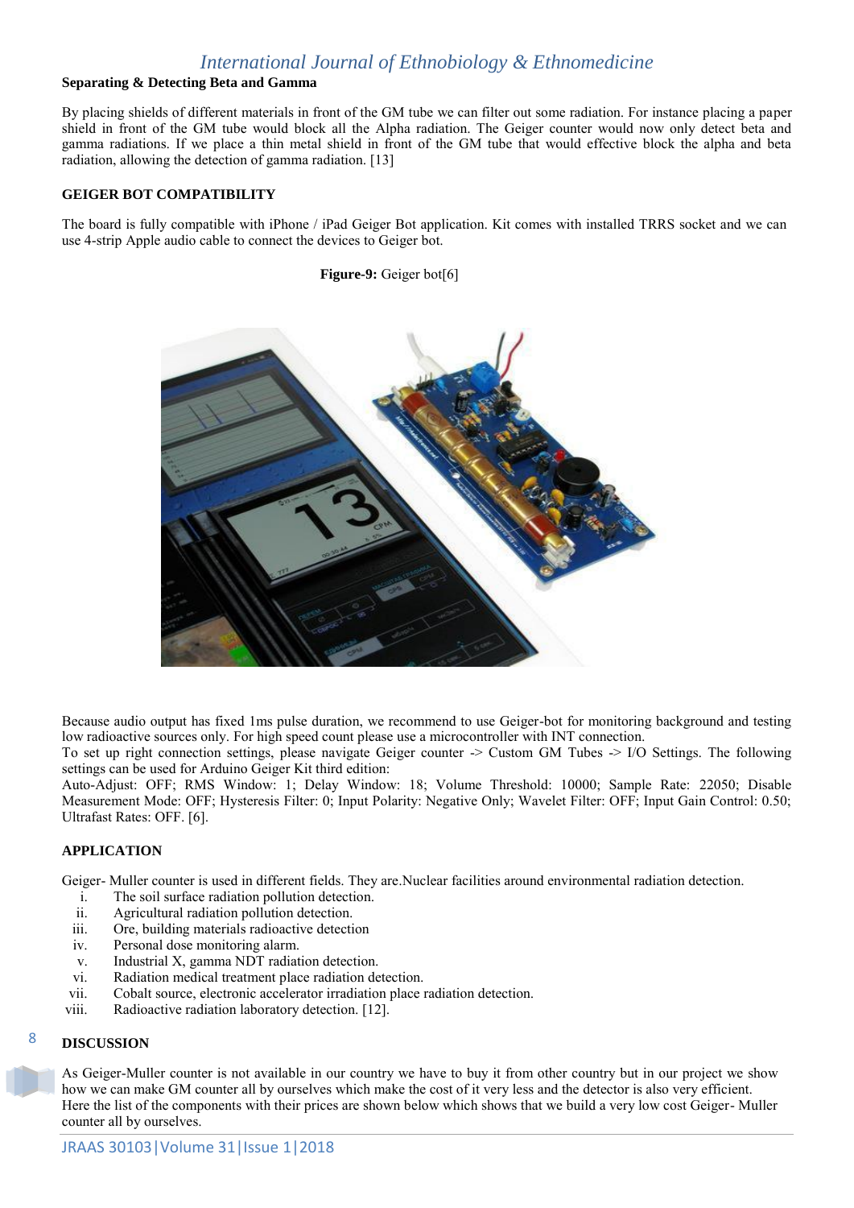### Separating & Detecting Beta and Gamma

By placing shields of different materials in front of the GM tube we can filter out some radiation. For instance placing a paper shield in front of the GM tube would block all the Alpha radiation. The Geiger counter would now only detect beta and gamma radiations. If we place a thin metal shield in front of the GM tube that would effective block the alpha and beta radiation, allowing the detection of gamma radiation. [13]

## GEIGER BOT COMPATIBILITY

The board is fully compatible with iPhone / iPad Geiger Bot application. Kit comes with installed TRRS socket and we can use 4-strip Apple audio cable to connect the devices to Geiger bot.

**Figure-9:** Geiger bot[6]

Because audio output has fixed 1ms pulse duration, we recommend to use Geiger-bot for monitoring background and testing low radioactive sources only. For high speed count please use a microcontroller with INT connection.
To set up right connection settings, please navigate Geiger counter -> Custom GM Tubes -> I/O Settings. The following settings can be used for Arduino Geiger Kit third edition:
Auto-Adjust: OFF; RMS Window: 1; Delay Window: 18; Volume Threshold: 10000; Sample Rate: 22050; Disable Measurement Mode: OFF; Hysteresis Filter: 0; Input Polarity: Negative Only; Wavelet Filter: OFF; Input Gain Control: 0.50; Ultrafast Rates: OFF. [6].

## APPLICATION

Geiger- Muller counter is used in different fields. They are.Nuclear facilities around environmental radiation detection.

i. The soil surface radiation pollution detection.
ii. Agricultural radiation pollution detection.
iii. Ore, building materials radioactive detection
iv. Personal dose monitoring alarm.
v. Industrial X, gamma NDT radiation detection.
vi. Radiation medical treatment place radiation detection.
vii. Cobalt source, electronic accelerator irradiation place radiation detection.
viii. Radioactive radiation laboratory detection. [12].

## DISCUSSION

As Geiger-Muller counter is not available in our country we have to buy it from other country but in our project we show how we can make GM counter all by ourselves which make the cost of it very less and the detector is also very efficient.
Here the list of the components with their prices are shown below which shows that we build a very low cost Geiger- Muller counter all by ourselves.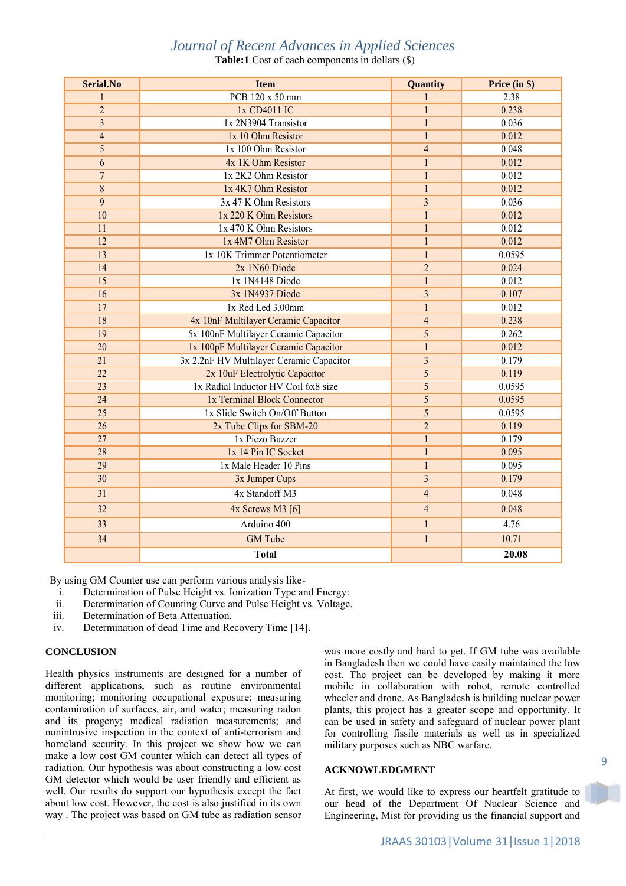**Table:1** Cost of each components in dollars ($)

| Serial.No | Item | Quantity | Price (in $) |
|---|---|---|---|
| 1 | PCB 120 x 50 mm | 1 | 2.38 |
| 2 | 1x CD4011 IC | 1 | 0.238 |
| 3 | 1x 2N3904 Transistor | 1 | 0.036 |
| 4 | 1x 10 Ohm Resistor | 1 | 0.012 |
| 5 | 1x 100 Ohm Resistor | 4 | 0.048 |
| 6 | 4x 1K Ohm Resistor | 1 | 0.012 |
| 7 | 1x 2K2 Ohm Resistor | 1 | 0.012 |
| 8 | 1x 4K7 Ohm Resistor | 1 | 0.012 |
| 9 | 3x 47 K Ohm Resistors | 3 | 0.036 |
| 10 | 1x 220 K Ohm Resistors | 1 | 0.012 |
| 11 | 1x 470 K Ohm Resistors | 1 | 0.012 |
| 12 | 1x 4M7 Ohm Resistor | 1 | 0.012 |
| 13 | 1x 10K Trimmer Potentiometer | 1 | 0.0595 |
| 14 | 2x 1N60 Diode | 2 | 0.024 |
| 15 | 1x 1N4148 Diode | 1 | 0.012 |
| 16 | 3x 1N4937 Diode | 3 | 0.107 |
| 17 | 1x Red Led 3.00mm | 1 | 0.012 |
| 18 | 4x 10nF Multilayer Ceramic Capacitor | 4 | 0.238 |
| 19 | 5x 100nF Multilayer Ceramic Capacitor | 5 | 0.262 |
| 20 | 1x 100pF Multilayer Ceramic Capacitor | 1 | 0.012 |
| 21 | 3x 2.2nF HV Multilayer Ceramic Capacitor | 3 | 0.179 |
| 22 | 2x 10uF Electrolytic Capacitor | 5 | 0.119 |
| 23 | 1x Radial Inductor HV Coil 6x8 size | 5 | 0.0595 |
| 24 | 1x Terminal Block Connector | 5 | 0.0595 |
| 25 | 1x Slide Switch On/Off Button | 5 | 0.0595 |
| 26 | 2x Tube Clips for SBM-20 | 2 | 0.119 |
| 27 | 1x Piezo Buzzer | 1 | 0.179 |
| 28 | 1x 14 Pin IC Socket | 1 | 0.095 |
| 29 | 1x Male Header 10 Pins | 1 | 0.095 |
| 30 | 3x Jumper Cups | 3 | 0.179 |
| 31 | 4x Standoff M3 | 4 | 0.048 |
| 32 | 4x Screws M3 [6] | 4 | 0.048 |
| 33 | Arduino 400 | 1 | 4.76 |
| 34 | GM Tube | 1 | 10.71 |
| | **Total** | | **20.08** |

By using GM Counter use can perform various analysis like-

i. Determination of Pulse Height vs. Ionization Type and Energy:
ii. Determination of Counting Curve and Pulse Height vs. Voltage.
iii. Determination of Beta Attenuation.
iv. Determination of dead Time and Recovery Time [14].

## CONCLUSION

Health physics instruments are designed for a number of different applications, such as routine environmental monitoring; monitoring occupational exposure; measuring contamination of surfaces, air, and water; measuring radon and its progeny; medical radiation measurements; and nonintrusive inspection in the context of anti-terrorism and homeland security. In this project we show how we can make a low cost GM counter which can detect all types of radiation. Our hypothesis was about constructing a low cost GM detector which would be user friendly and efficient as well. Our results do support our hypothesis except the fact about low cost. However, the cost is also justified in its own way . The project was based on GM tube as radiation sensor was more costly and hard to get. If GM tube was available in Bangladesh then we could have easily maintained the low cost. The project can be developed by making it more mobile in collaboration with robot, remote controlled wheeler and drone. As Bangladesh is building nuclear power plants, this project has a greater scope and opportunity. It can be used in safety and safeguard of nuclear power plant for controlling fissile materials as well as in specialized military purposes such as NBC warfare.

## ACKNOWLEDGMENT

At first, we would like to express our heartfelt gratitude to our head of the Department Of Nuclear Science and Engineering, Mist for providing us the financial support and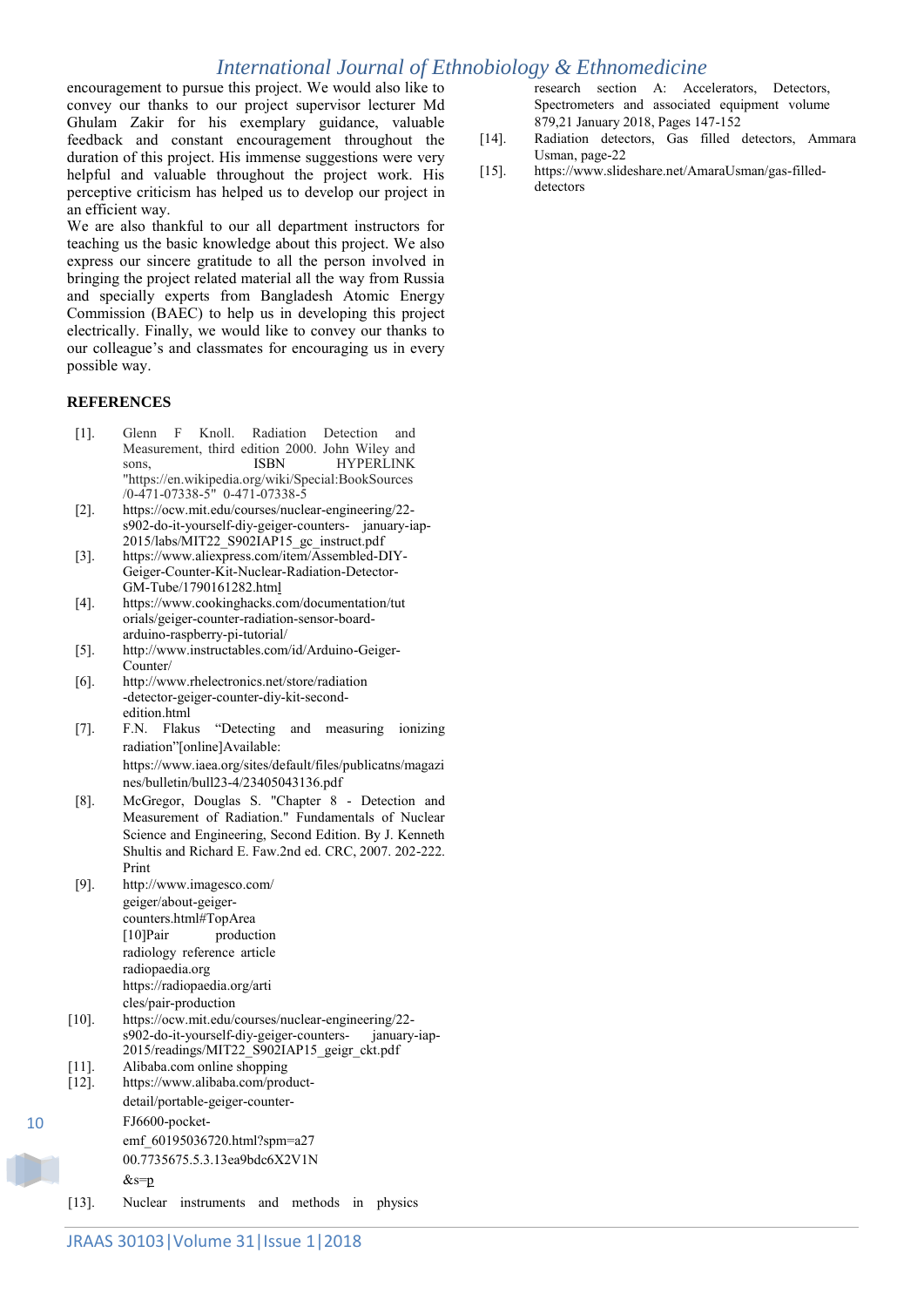encouragement to pursue this project. We would also like to convey our thanks to our project supervisor lecturer Md Ghulam Zakir for his exemplary guidance, valuable feedback and constant encouragement throughout the duration of this project. His immense suggestions were very helpful and valuable throughout the project work. His perceptive criticism has helped us to develop our project in an efficient way.

We are also thankful to our all department instructors for teaching us the basic knowledge about this project. We also express our sincere gratitude to all the person involved in bringing the project related material all the way from Russia and specially experts from Bangladesh Atomic Energy Commission (BAEC) to help us in developing this project electrically. Finally, we would like to convey our thanks to our colleague's and classmates for encouraging us in every possible way.

## REFERENCES

[1]. Glenn F Knoll. Radiation Detection and Measurement, third edition 2000. John Wiley and sons, ISBN HYPERLINK "https://en.wikipedia.org/wiki/Special:BookSources/0-471-07338-5" 0-471-07338-5

[2]. https://ocw.mit.edu/courses/nuclear-engineering/22-s902-do-it-yourself-diy-geiger-counters- january-iap-2015/labs/MIT22_S902IAP15_gc_instruct.pdf

[3]. https://www.aliexpress.com/item/Assembled-DIY-Geiger-Counter-Kit-Nuclear-Radiation-Detector-GM-Tube/1790161282.html

[4]. https://www.cookinghacks.com/documentation/tutorials/geiger-counter-radiation-sensor-board-arduino-raspberry-pi-tutorial/

[5]. http://www.instructables.com/id/Arduino-Geiger-Counter/

[6]. http://www.rhelectronics.net/store/radiation-detector-geiger-counter-diy-kit-second-edition.html

[7]. F.N. Flakus "Detecting and measuring ionizing radiation"[online]Available: https://www.iaea.org/sites/default/files/publicatns/magazines/bulletin/bull23-4/23405043136.pdf

[8]. McGregor, Douglas S. "Chapter 8 - Detection and Measurement of Radiation." Fundamentals of Nuclear Science and Engineering, Second Edition. By J. Kenneth Shultis and Richard E. Faw.2nd ed. CRC, 2007. 202-222. Print

[9]. http://www.imagesco.com/geiger/about-geiger-counters.html#TopArea [10]Pair production radiology reference article radiopaedia.org https://radiopaedia.org/articles/pair-production

[10]. https://ocw.mit.edu/courses/nuclear-engineering/22-s902-do-it-yourself-diy-geiger-counters- january-iap-2015/readings/MIT22_S902IAP15_geigr_ckt.pdf

[11]. Alibaba.com online shopping

[12]. https://www.alibaba.com/product-detail/portable-geiger-counter-FJ6600-pocket-emf_60195036720.html?spm=a2700.7735675.5.3.13ea9bdc6X2V1N&s=p

[13]. Nuclear instruments and methods in physics research section A: Accelerators, Detectors, Spectrometers and associated equipment volume 879,21 January 2018, Pages 147-152

[14]. Radiation detectors, Gas filled detectors, Ammara Usman, page-22

[15]. https://www.slideshare.net/AmaraUsman/gas-filled-detectors